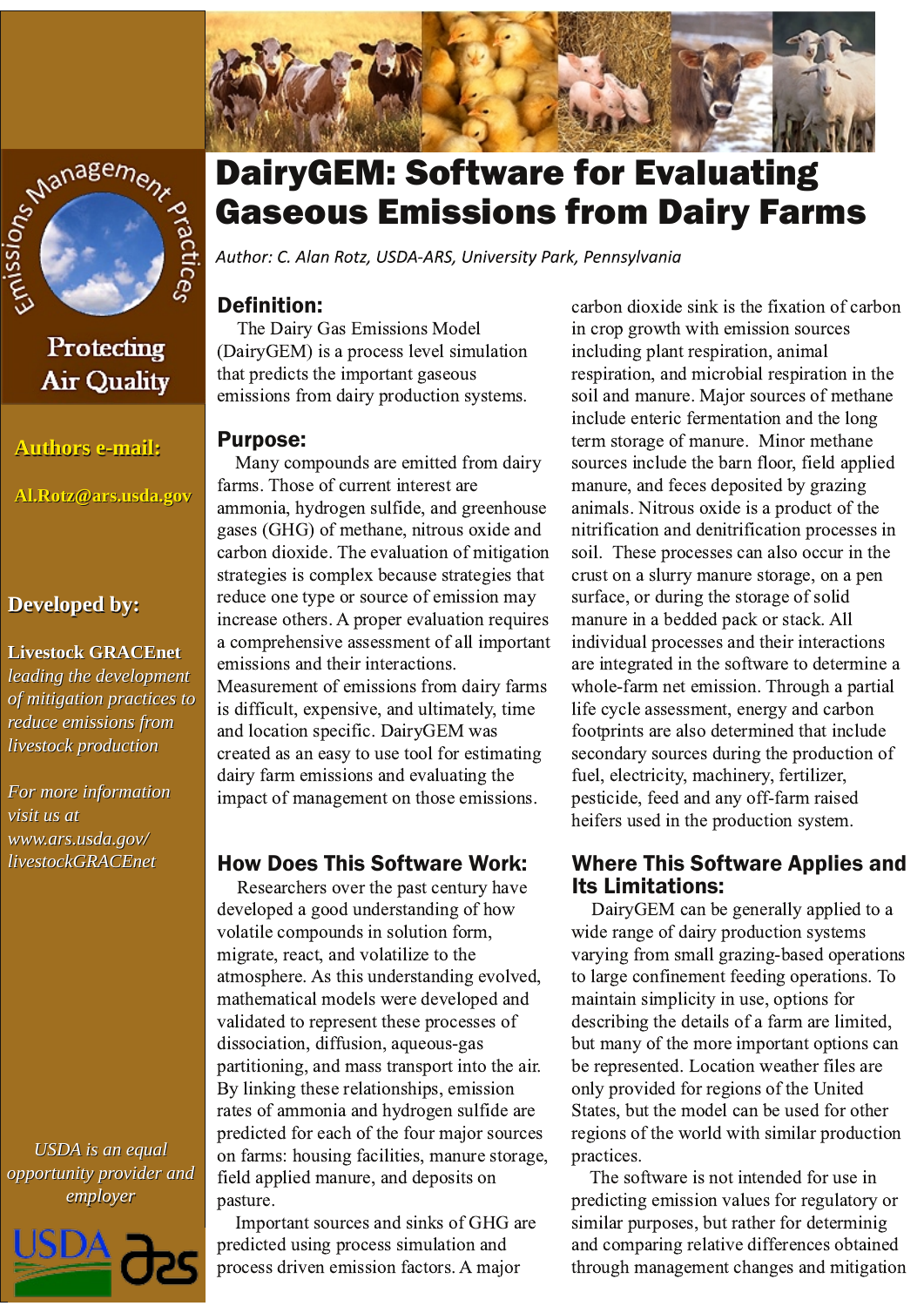# DairyGEM: Software for Evaluating Gaseous Emissions from Dairy Farms

*Author: C. Alan Rotz, USDA-ARS, University Park, Pennsylvania*

Emissions Management Practices

Protecting Air Quality

**Authors e-mail:**

**Al.Rotz@ars.usda.gov**

**Developed by:**

**Livestock GRACEnet** *leading the development of mitigation practices to reduce emissions from livestock production*

*For more information visit us at www.ars.usda.gov/livestockGRACEnet*

## Definition:

The Dairy Gas Emissions Model (DairyGEM) is a process level simulation that predicts the important gaseous emissions from dairy production systems.

## Purpose:

Many compounds are emitted from dairy farms. Those of current interest are ammonia, hydrogen sulfide, and greenhouse gases (GHG) of methane, nitrous oxide and carbon dioxide. The evaluation of mitigation strategies is complex because strategies that reduce one type or source of emission may increase others. A proper evaluation requires a comprehensive assessment of all important emissions and their interactions. Measurement of emissions from dairy farms is difficult, expensive, and ultimately, time and location specific. DairyGEM was created as an easy to use tool for estimating dairy farm emissions and evaluating the impact of management on those emissions.

## How Does This Software Work:

Researchers over the past century have developed a good understanding of how volatile compounds in solution form, migrate, react, and volatilize to the atmosphere. As this understanding evolved, mathematical models were developed and validated to represent these processes of dissociation, diffusion, aqueous-gas partitioning, and mass transport into the air. By linking these relationships, emission rates of ammonia and hydrogen sulfide are predicted for each of the four major sources on farms: housing facilities, manure storage, field applied manure, and deposits on pasture.

Important sources and sinks of GHG are predicted using process simulation and process driven emission factors. A major carbon dioxide sink is the fixation of carbon in crop growth with emission sources including plant respiration, animal respiration, and microbial respiration in the soil and manure. Major sources of methane include enteric fermentation and the long term storage of manure. Minor methane sources include the barn floor, field applied manure, and feces deposited by grazing animals. Nitrous oxide is a product of the nitrification and denitrification processes in soil. These processes can also occur in the crust on a slurry manure storage, on a pen surface, or during the storage of solid manure in a bedded pack or stack. All individual processes and their interactions are integrated in the software to determine a whole-farm net emission. Through a partial life cycle assessment, energy and carbon footprints are also determined that include secondary sources during the production of fuel, electricity, machinery, fertilizer, pesticide, feed and any off-farm raised heifers used in the production system.

## Where This Software Applies and Its Limitations:

DairyGEM can be generally applied to a wide range of dairy production systems varying from small grazing-based operations to large confinement feeding operations. To maintain simplicity in use, options for describing the details of a farm are limited, but many of the more important options can be represented. Location weather files are only provided for regions of the United States, but the model can be used for other regions of the world with similar production practices.

The software is not intended for use in predicting emission values for regulatory or similar purposes, but rather for determinig and comparing relative differences obtained through management changes and mitigation

*USDA is an equal opportunity provider and employer*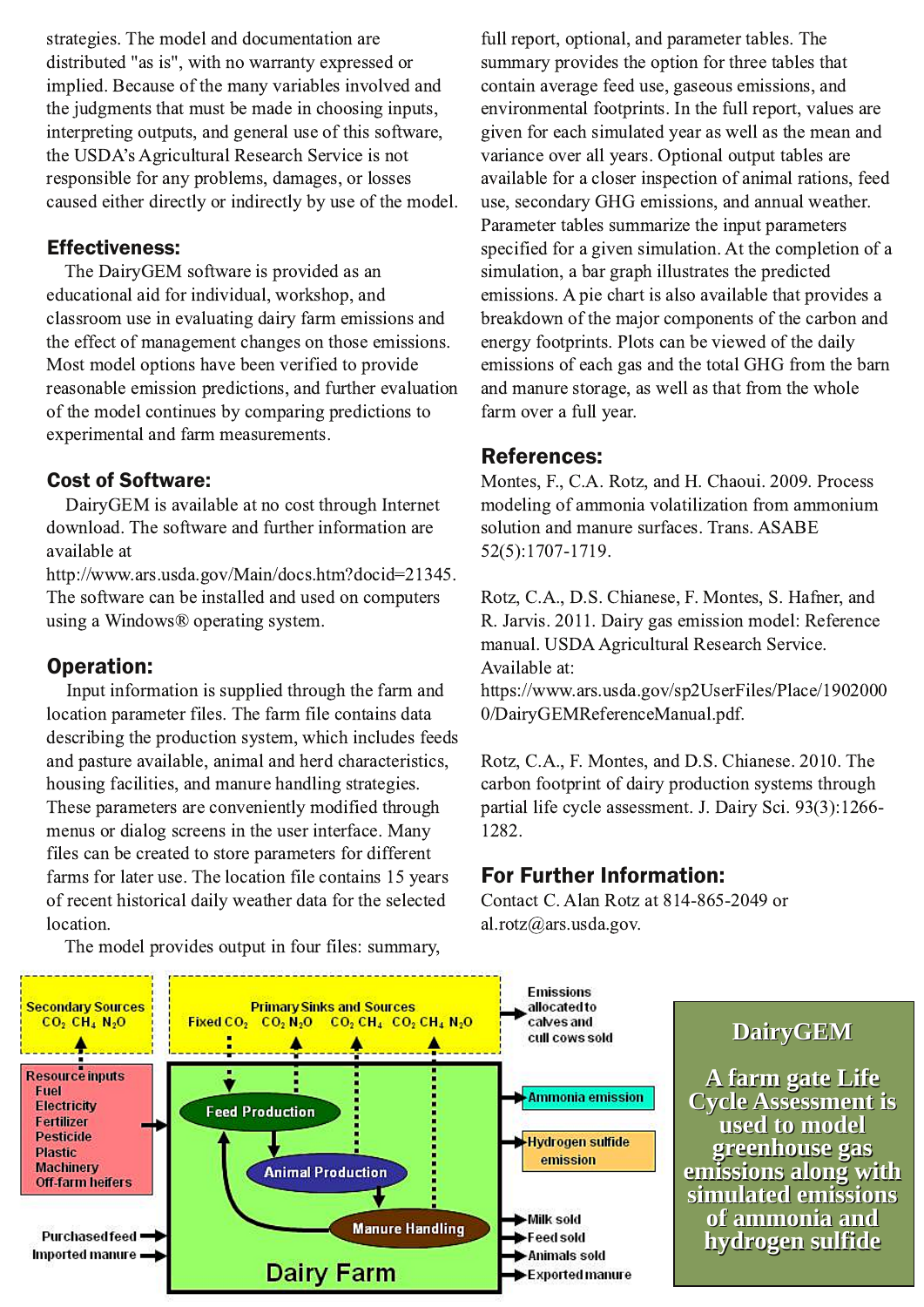strategies. The model and documentation are distributed "as is", with no warranty expressed or implied. Because of the many variables involved and the judgments that must be made in choosing inputs, interpreting outputs, and general use of this software, the USDA's Agricultural Research Service is not responsible for any problems, damages, or losses caused either directly or indirectly by use of the model.

## Effectiveness:

The DairyGEM software is provided as an educational aid for individual, workshop, and classroom use in evaluating dairy farm emissions and the effect of management changes on those emissions. Most model options have been verified to provide reasonable emission predictions, and further evaluation of the model continues by comparing predictions to experimental and farm measurements.

## Cost of Software:

DairyGEM is available at no cost through Internet download. The software and further information are available at http://www.ars.usda.gov/Main/docs.htm?docid=21345. The software can be installed and used on computers using a Windows® operating system.

## Operation:

Input information is supplied through the farm and location parameter files. The farm file contains data describing the production system, which includes feeds and pasture available, animal and herd characteristics, housing facilities, and manure handling strategies. These parameters are conveniently modified through menus or dialog screens in the user interface. Many files can be created to store parameters for different farms for later use. The location file contains 15 years of recent historical daily weather data for the selected location.

The model provides output in four files: summary, full report, optional, and parameter tables. The summary provides the option for three tables that contain average feed use, gaseous emissions, and environmental footprints. In the full report, values are given for each simulated year as well as the mean and variance over all years. Optional output tables are available for a closer inspection of animal rations, feed use, secondary GHG emissions, and annual weather. Parameter tables summarize the input parameters specified for a given simulation. At the completion of a simulation, a bar graph illustrates the predicted emissions. A pie chart is also available that provides a breakdown of the major components of the carbon and energy footprints. Plots can be viewed of the daily emissions of each gas and the total GHG from the barn and manure storage, as well as that from the whole farm over a full year.

## References:

Montes, F., C.A. Rotz, and H. Chaoui. 2009. Process modeling of ammonia volatilization from ammonium solution and manure surfaces. Trans. ASABE 52(5):1707-1719.

Rotz, C.A., D.S. Chianese, F. Montes, S. Hafner, and R. Jarvis. 2011. Dairy gas emission model: Reference manual. USDA Agricultural Research Service. Available at: https://www.ars.usda.gov/sp2UserFiles/Place/19020000/DairyGEMReferenceManual.pdf.

Rotz, C.A., F. Montes, and D.S. Chianese. 2010. The carbon footprint of dairy production systems through partial life cycle assessment. J. Dairy Sci. 93(3):1266-1282.

## For Further Information:

Contact C. Alan Rotz at 814-865-2049 or al.rotz@ars.usda.gov.

Secondary Sources
$CO_2$ $CH_4$ $N_2O$

Primary Sinks and Sources
Fixed $CO_2$ $CO_2$ $N_2O$ $CO_2$ $CH_4$ $CO_2$ $CH_4$ $N_2O$

Emissions allocated to calves and cull cows sold

Resource inputs
Fuel
Electricity
Fertilizer
Pesticide
Plastic
Machinery
Off-farm heifers

Feed Production

Animal Production

Manure Handling

Ammonia emission

Hydrogen sulfide emission

Purchased feed
Imported manure

Milk sold
Feed sold
Animals sold
Exported manure

Dairy Farm

DairyGEM

A farm gate Life Cycle Assessment is used to model greenhouse gas emissions along with simulated emissions of ammonia and hydrogen sulfide